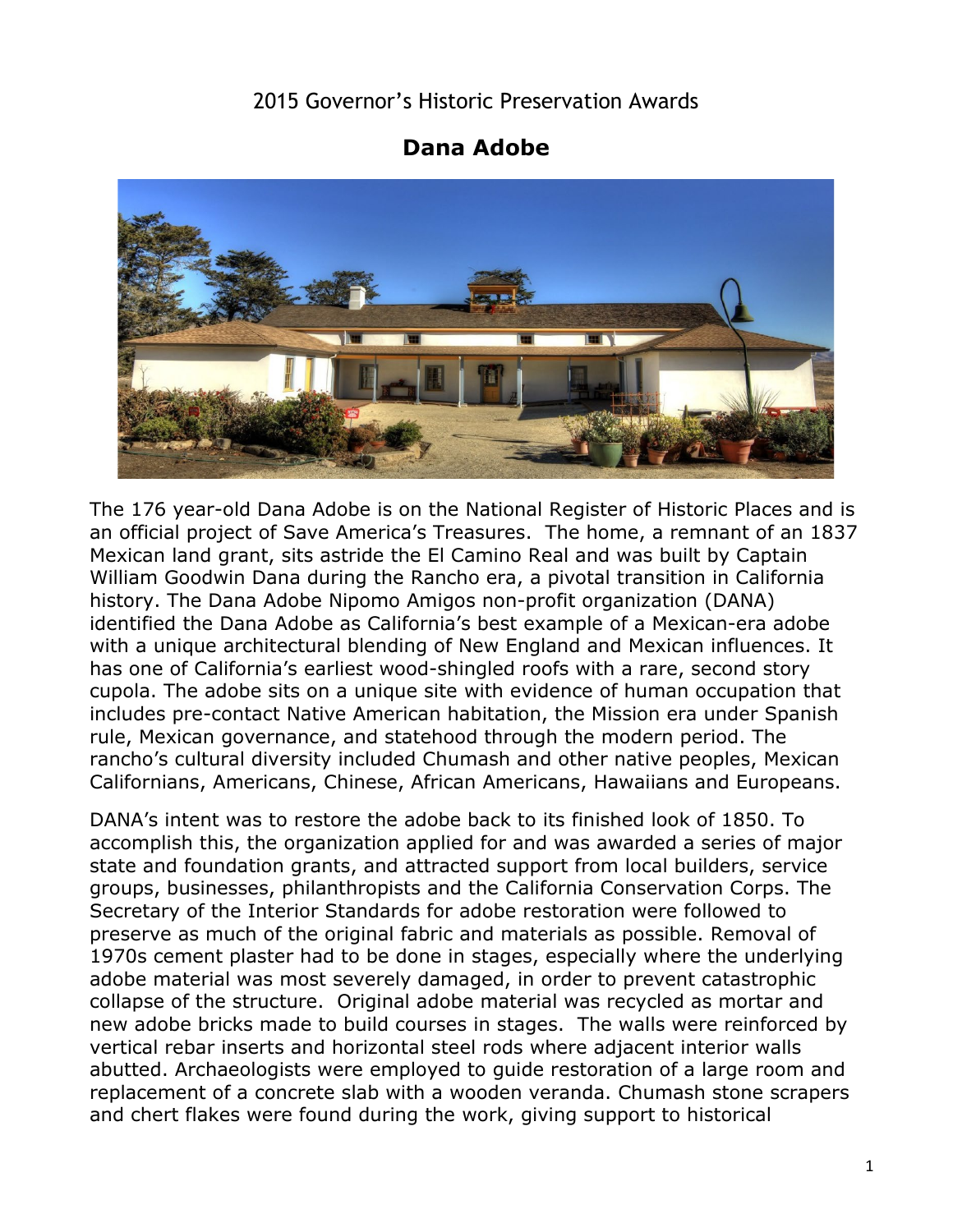2015 Governor's Historic Preservation Awards

# Dana Adobe

The 176 year-old Dana Adobe is on the National Register of Historic Places and is an official project of Save America's Treasures. The home, a remnant of an 1837 Mexican land grant, sits astride the El Camino Real and was built by Captain William Goodwin Dana during the Rancho era, a pivotal transition in California history. The Dana Adobe Nipomo Amigos non-profit organization (DANA) identified the Dana Adobe as California's best example of a Mexican-era adobe with a unique architectural blending of New England and Mexican influences. It has one of California's earliest wood-shingled roofs with a rare, second story cupola. The adobe sits on a unique site with evidence of human occupation that includes pre-contact Native American habitation, the Mission era under Spanish rule, Mexican governance, and statehood through the modern period. The rancho's cultural diversity included Chumash and other native peoples, Mexican Californians, Americans, Chinese, African Americans, Hawaiians and Europeans.

DANA's intent was to restore the adobe back to its finished look of 1850. To accomplish this, the organization applied for and was awarded a series of major state and foundation grants, and attracted support from local builders, service groups, businesses, philanthropists and the California Conservation Corps. The Secretary of the Interior Standards for adobe restoration were followed to preserve as much of the original fabric and materials as possible. Removal of 1970s cement plaster had to be done in stages, especially where the underlying adobe material was most severely damaged, in order to prevent catastrophic collapse of the structure. Original adobe material was recycled as mortar and new adobe bricks made to build courses in stages. The walls were reinforced by vertical rebar inserts and horizontal steel rods where adjacent interior walls abutted. Archaeologists were employed to guide restoration of a large room and replacement of a concrete slab with a wooden veranda. Chumash stone scrapers and chert flakes were found during the work, giving support to historical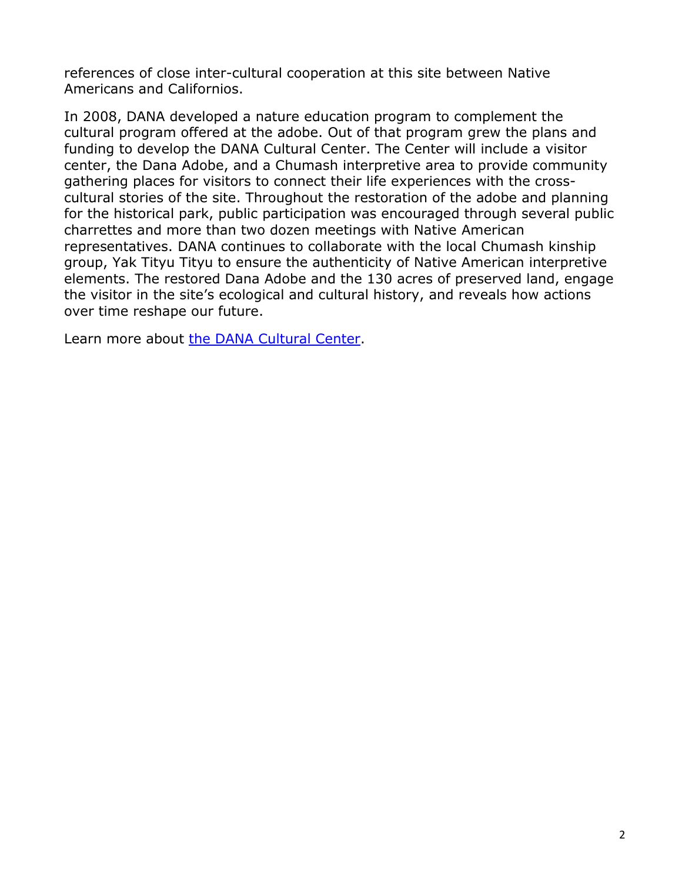references of close inter-cultural cooperation at this site between Native Americans and Californios.

In 2008, DANA developed a nature education program to complement the cultural program offered at the adobe. Out of that program grew the plans and funding to develop the DANA Cultural Center. The Center will include a visitor center, the Dana Adobe, and a Chumash interpretive area to provide community gathering places for visitors to connect their life experiences with the cross-cultural stories of the site. Throughout the restoration of the adobe and planning for the historical park, public participation was encouraged through several public charrettes and more than two dozen meetings with Native American representatives. DANA continues to collaborate with the local Chumash kinship group, Yak Tityu Tityu to ensure the authenticity of Native American interpretive elements. The restored Dana Adobe and the 130 acres of preserved land, engage the visitor in the site's ecological and cultural history, and reveals how actions over time reshape our future.

Learn more about [the DANA Cultural Center](#).